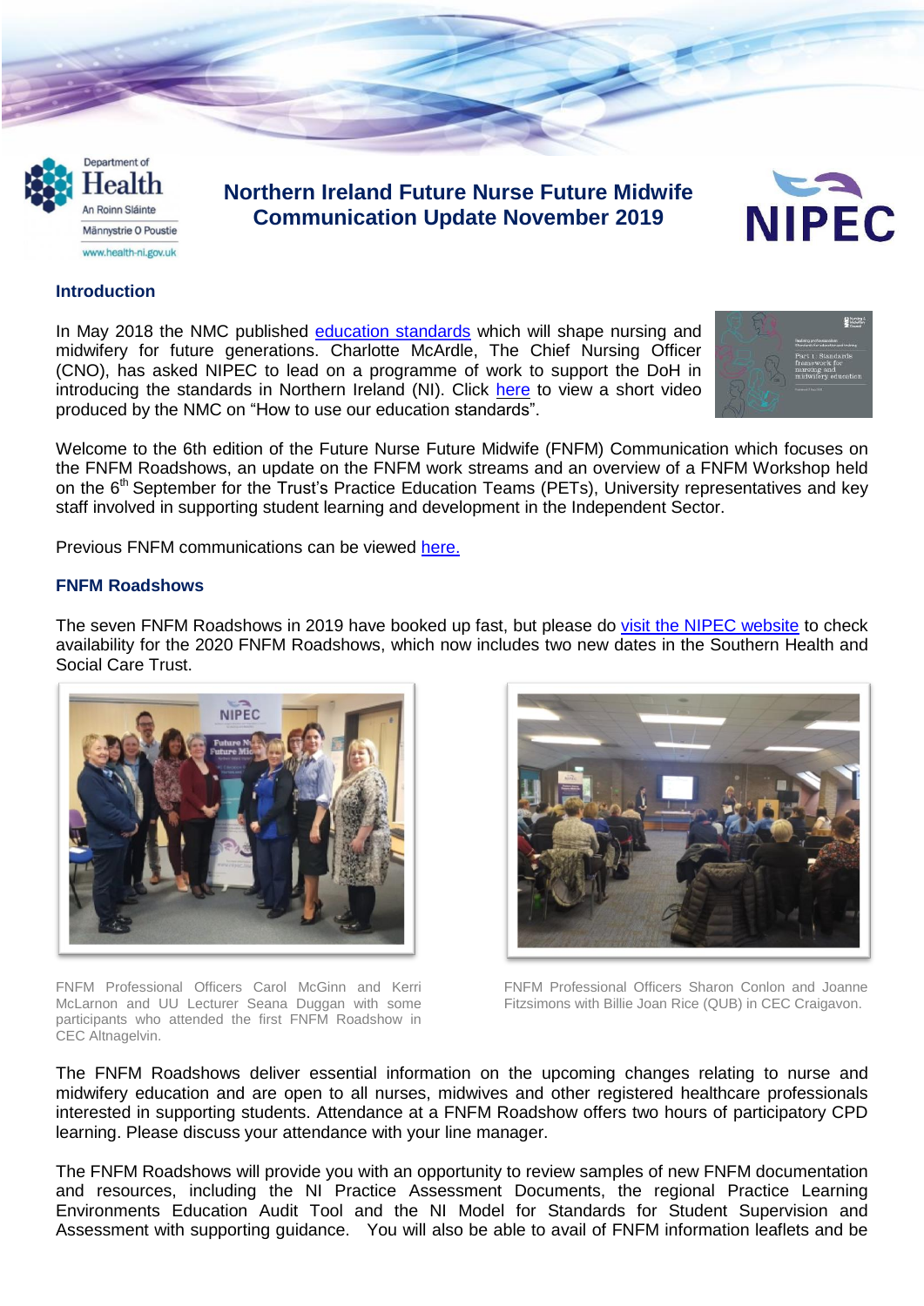# Northern Ireland Future Nurse Future Midwife Communication Update November 2019

## Introduction

In May 2018 the NMC published education standards which will shape nursing and midwifery for future generations. Charlotte McArdle, The Chief Nursing Officer (CNO), has asked NIPEC to lead on a programme of work to support the DoH in introducing the standards in Northern Ireland (NI). Click here to view a short video produced by the NMC on "How to use our education standards".

Welcome to the 6th edition of the Future Nurse Future Midwife (FNFM) Communication which focuses on the FNFM Roadshows, an update on the FNFM work streams and an overview of a FNFM Workshop held on the 6th September for the Trust's Practice Education Teams (PETs), University representatives and key staff involved in supporting student learning and development in the Independent Sector.

Previous FNFM communications can be viewed here.

## FNFM Roadshows

The seven FNFM Roadshows in 2019 have booked up fast, but please do visit the NIPEC website to check availability for the 2020 FNFM Roadshows, which now includes two new dates in the Southern Health and Social Care Trust.

FNFM Professional Officers Carol McGinn and Kerri McLarnon and UU Lecturer Seana Duggan with some participants who attended the first FNFM Roadshow in CEC Altnagelvin.

FNFM Professional Officers Sharon Conlon and Joanne Fitzsimons with Billie Joan Rice (QUB) in CEC Craigavon.

The FNFM Roadshows deliver essential information on the upcoming changes relating to nurse and midwifery education and are open to all nurses, midwives and other registered healthcare professionals interested in supporting students. Attendance at a FNFM Roadshow offers two hours of participatory CPD learning. Please discuss your attendance with your line manager.

The FNFM Roadshows will provide you with an opportunity to review samples of new FNFM documentation and resources, including the NI Practice Assessment Documents, the regional Practice Learning Environments Education Audit Tool and the NI Model for Standards for Student Supervision and Assessment with supporting guidance. You will also be able to avail of FNFM information leaflets and be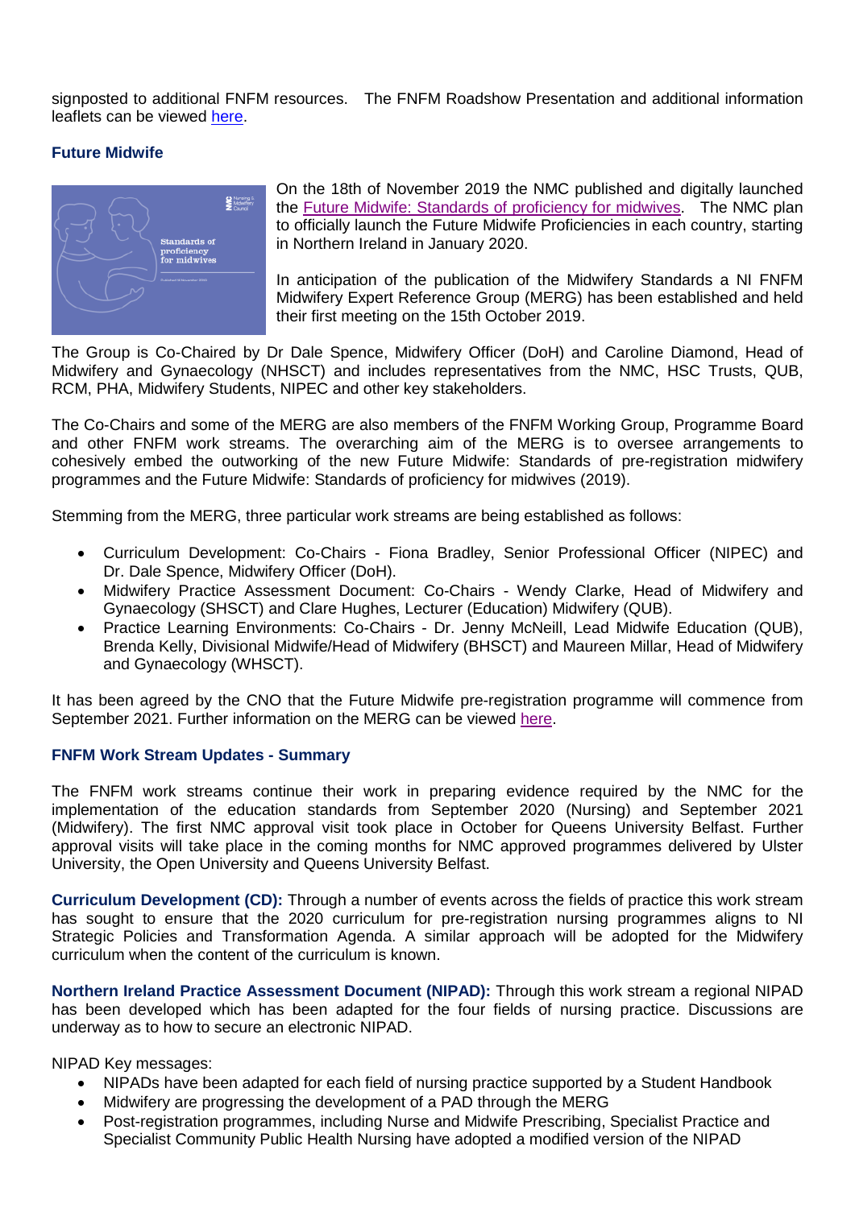signposted to additional FNFM resources. The FNFM Roadshow Presentation and additional information leaflets can be viewed here.

### Future Midwife

On the 18th of November 2019 the NMC published and digitally launched the Future Midwife: Standards of proficiency for midwives. The NMC plan to officially launch the Future Midwife Proficiencies in each country, starting in Northern Ireland in January 2020.

In anticipation of the publication of the Midwifery Standards a NI FNFM Midwifery Expert Reference Group (MERG) has been established and held their first meeting on the 15th October 2019.

The Group is Co-Chaired by Dr Dale Spence, Midwifery Officer (DoH) and Caroline Diamond, Head of Midwifery and Gynaecology (NHSCT) and includes representatives from the NMC, HSC Trusts, QUB, RCM, PHA, Midwifery Students, NIPEC and other key stakeholders.

The Co-Chairs and some of the MERG are also members of the FNFM Working Group, Programme Board and other FNFM work streams. The overarching aim of the MERG is to oversee arrangements to cohesively embed the outworking of the new Future Midwife: Standards of pre-registration midwifery programmes and the Future Midwife: Standards of proficiency for midwives (2019).

Stemming from the MERG, three particular work streams are being established as follows:

- Curriculum Development: Co-Chairs - Fiona Bradley, Senior Professional Officer (NIPEC) and Dr. Dale Spence, Midwifery Officer (DoH).
- Midwifery Practice Assessment Document: Co-Chairs - Wendy Clarke, Head of Midwifery and Gynaecology (SHSCT) and Clare Hughes, Lecturer (Education) Midwifery (QUB).
- Practice Learning Environments: Co-Chairs - Dr. Jenny McNeill, Lead Midwife Education (QUB), Brenda Kelly, Divisional Midwife/Head of Midwifery (BHSCT) and Maureen Millar, Head of Midwifery and Gynaecology (WHSCT).

It has been agreed by the CNO that the Future Midwife pre-registration programme will commence from September 2021. Further information on the MERG can be viewed here.

### FNFM Work Stream Updates - Summary

The FNFM work streams continue their work in preparing evidence required by the NMC for the implementation of the education standards from September 2020 (Nursing) and September 2021 (Midwifery). The first NMC approval visit took place in October for Queens University Belfast. Further approval visits will take place in the coming months for NMC approved programmes delivered by Ulster University, the Open University and Queens University Belfast.

**Curriculum Development (CD):** Through a number of events across the fields of practice this work stream has sought to ensure that the 2020 curriculum for pre-registration nursing programmes aligns to NI Strategic Policies and Transformation Agenda. A similar approach will be adopted for the Midwifery curriculum when the content of the curriculum is known.

**Northern Ireland Practice Assessment Document (NIPAD):** Through this work stream a regional NIPAD has been developed which has been adapted for the four fields of nursing practice. Discussions are underway as to how to secure an electronic NIPAD.

NIPAD Key messages:

- NIPADs have been adapted for each field of nursing practice supported by a Student Handbook
- Midwifery are progressing the development of a PAD through the MERG
- Post-registration programmes, including Nurse and Midwife Prescribing, Specialist Practice and Specialist Community Public Health Nursing have adopted a modified version of the NIPAD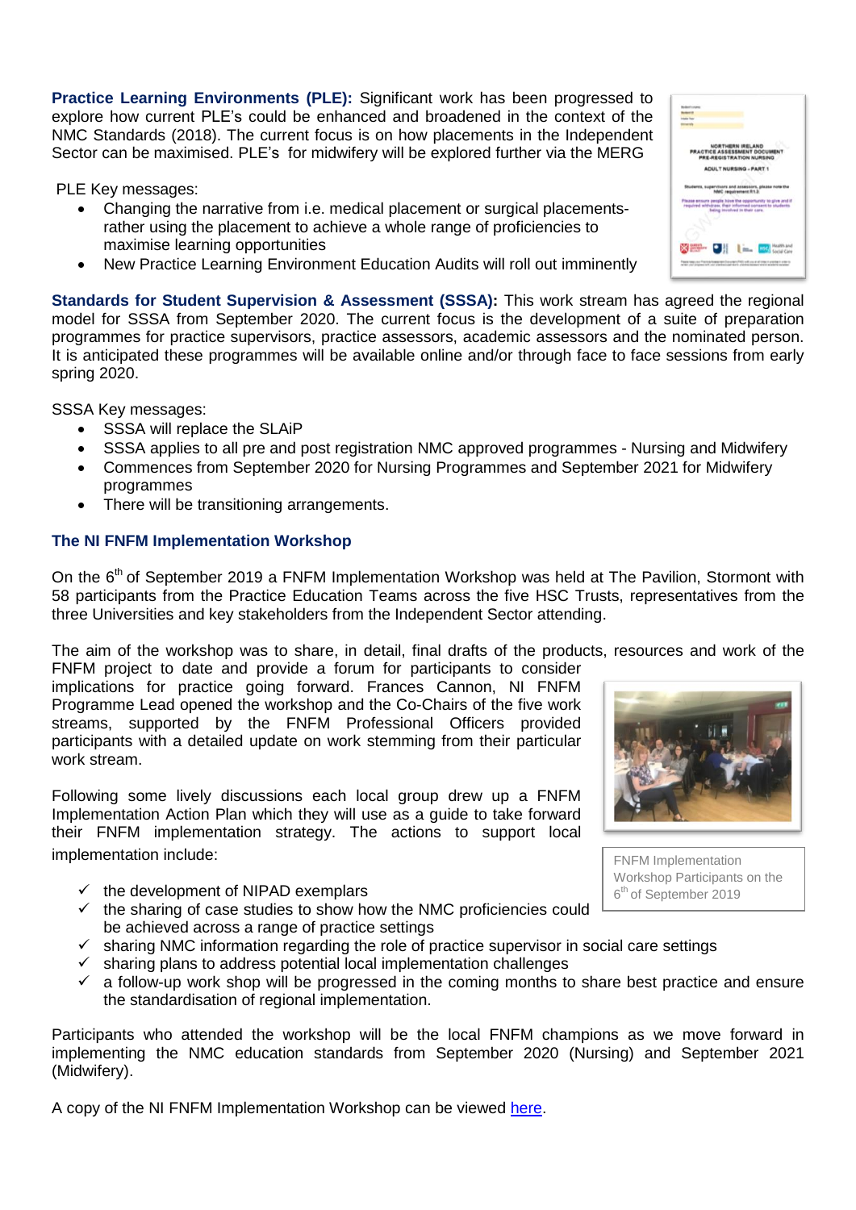**Practice Learning Environments (PLE):** Significant work has been progressed to explore how current PLE's could be enhanced and broadened in the context of the NMC Standards (2018). The current focus is on how placements in the Independent Sector can be maximised. PLE's for midwifery will be explored further via the MERG

PLE Key messages:

- Changing the narrative from i.e. medical placement or surgical placements- rather using the placement to achieve a whole range of proficiencies to maximise learning opportunities
- New Practice Learning Environment Education Audits will roll out imminently

**Standards for Student Supervision & Assessment (SSSA):** This work stream has agreed the regional model for SSSA from September 2020. The current focus is the development of a suite of preparation programmes for practice supervisors, practice assessors, academic assessors and the nominated person. It is anticipated these programmes will be available online and/or through face to face sessions from early spring 2020.

SSSA Key messages:

- SSSA will replace the SLAiP
- SSSA applies to all pre and post registration NMC approved programmes - Nursing and Midwifery
- Commences from September 2020 for Nursing Programmes and September 2021 for Midwifery programmes
- There will be transitioning arrangements.

### The NI FNFM Implementation Workshop

On the 6th of September 2019 a FNFM Implementation Workshop was held at The Pavilion, Stormont with 58 participants from the Practice Education Teams across the five HSC Trusts, representatives from the three Universities and key stakeholders from the Independent Sector attending.

The aim of the workshop was to share, in detail, final drafts of the products, resources and work of the FNFM project to date and provide a forum for participants to consider implications for practice going forward. Frances Cannon, NI FNFM Programme Lead opened the workshop and the Co-Chairs of the five work streams, supported by the FNFM Professional Officers provided participants with a detailed update on work stemming from their particular work stream.

FNFM Implementation Workshop Participants on the 6th of September 2019

Following some lively discussions each local group drew up a FNFM Implementation Action Plan which they will use as a guide to take forward their FNFM implementation strategy. The actions to support local implementation include:

- ✓ the development of NIPAD exemplars
- ✓ the sharing of case studies to show how the NMC proficiencies could be achieved across a range of practice settings
- ✓ sharing NMC information regarding the role of practice supervisor in social care settings
- ✓ sharing plans to address potential local implementation challenges
- ✓ a follow-up work shop will be progressed in the coming months to share best practice and ensure the standardisation of regional implementation.

Participants who attended the workshop will be the local FNFM champions as we move forward in implementing the NMC education standards from September 2020 (Nursing) and September 2021 (Midwifery).

A copy of the NI FNFM Implementation Workshop can be viewed here.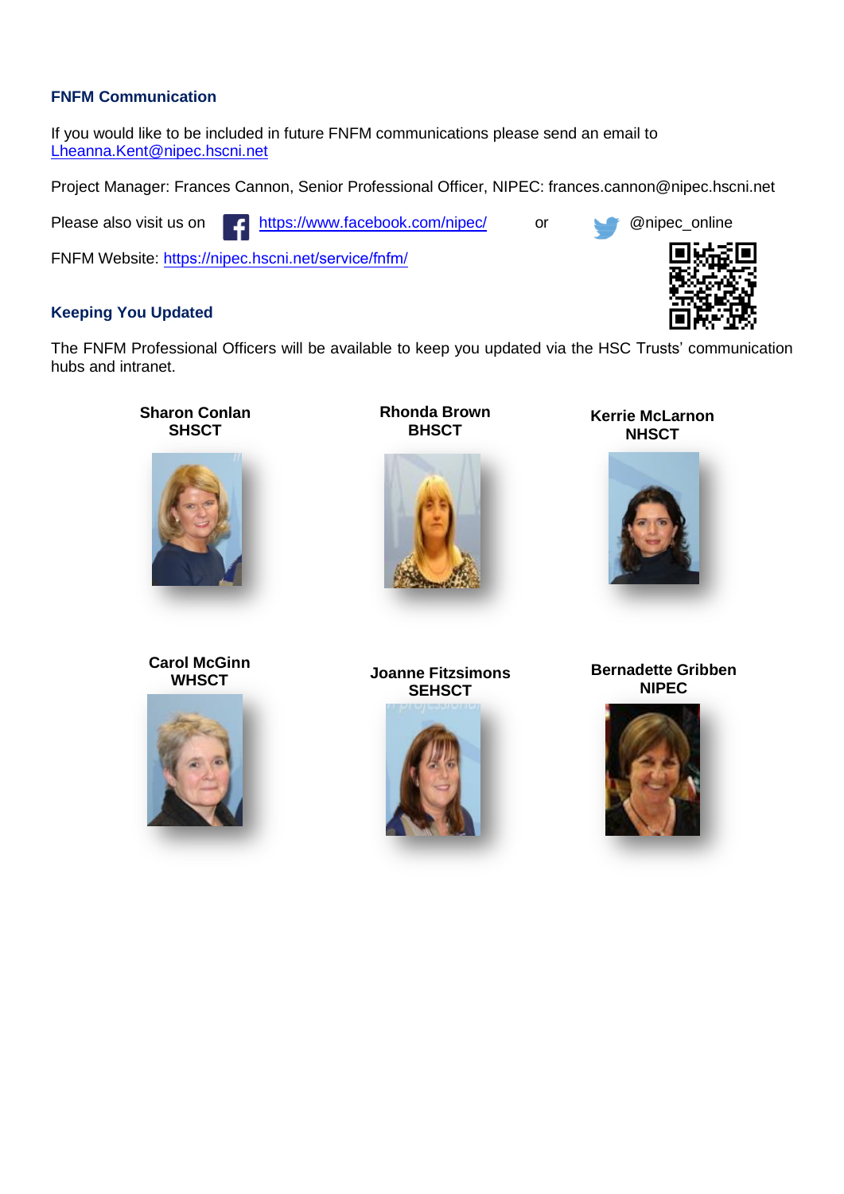## FNFM Communication

If you would like to be included in future FNFM communications please send an email to Lheanna.Kent@nipec.hscni.net

Project Manager: Frances Cannon, Senior Professional Officer, NIPEC: frances.cannon@nipec.hscni.net

Please also visit us on https://www.facebook.com/nipec/ or @nipec_online

FNFM Website: https://nipec.hscni.net/service/fnfm/

## Keeping You Updated

The FNFM Professional Officers will be available to keep you updated via the HSC Trusts' communication hubs and intranet.

**Sharon Conlan**
**SHSCT**

**Rhonda Brown**
**BHSCT**

**Kerrie McLarnon**
**NHSCT**

**Carol McGinn**
**WHSCT**

**Joanne Fitzsimons**
**SEHSCT**

**Bernadette Gribben**
**NIPEC**